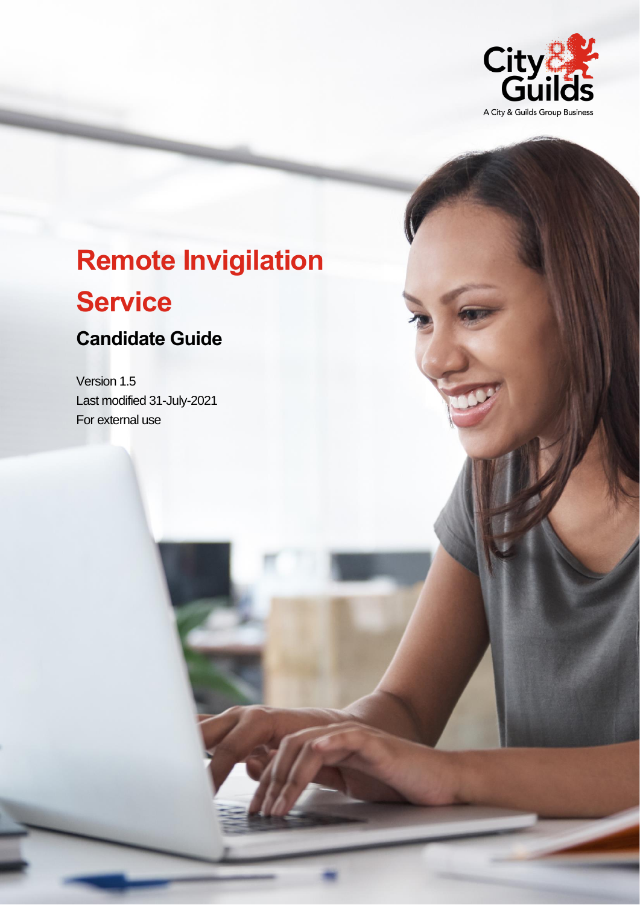City & Guilds

A City & Guilds Group Business

# Remote Invigilation Service

## Candidate Guide

Version 1.5

Last modified 31-July-2021

For external use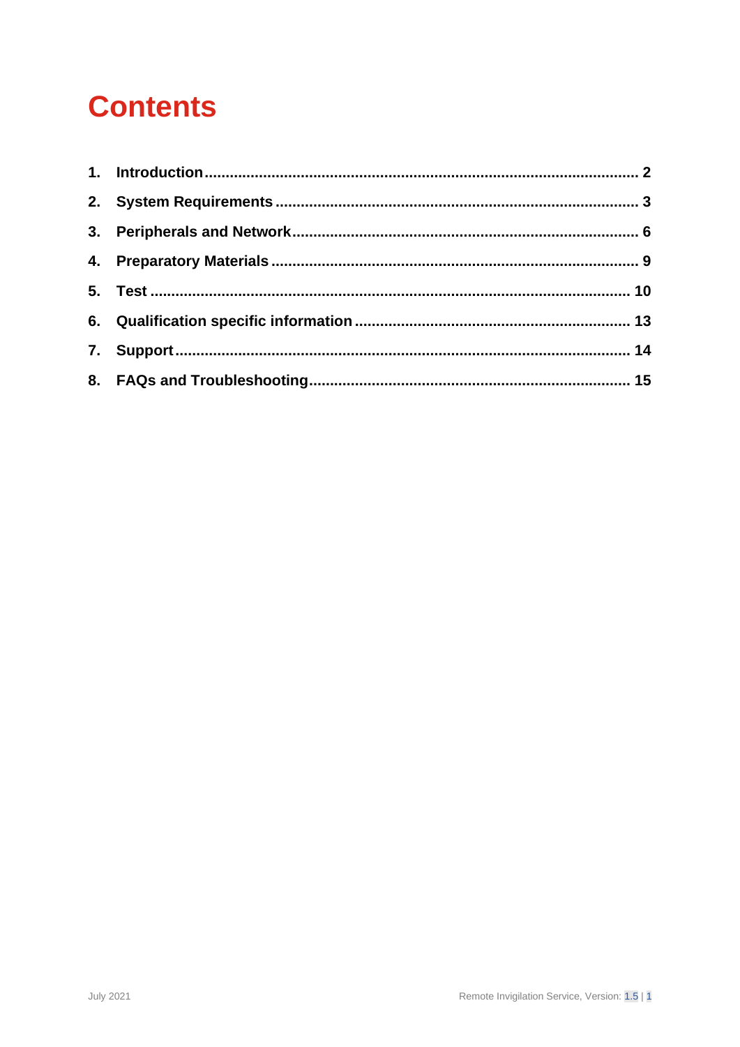# Contents

1. Introduction ........ 2
2. System Requirements ........ 3
3. Peripherals and Network ........ 6
4. Preparatory Materials ........ 9
5. Test ........ 10
6. Qualification specific information ........ 13
7. Support ........ 14
8. FAQs and Troubleshooting ........ 15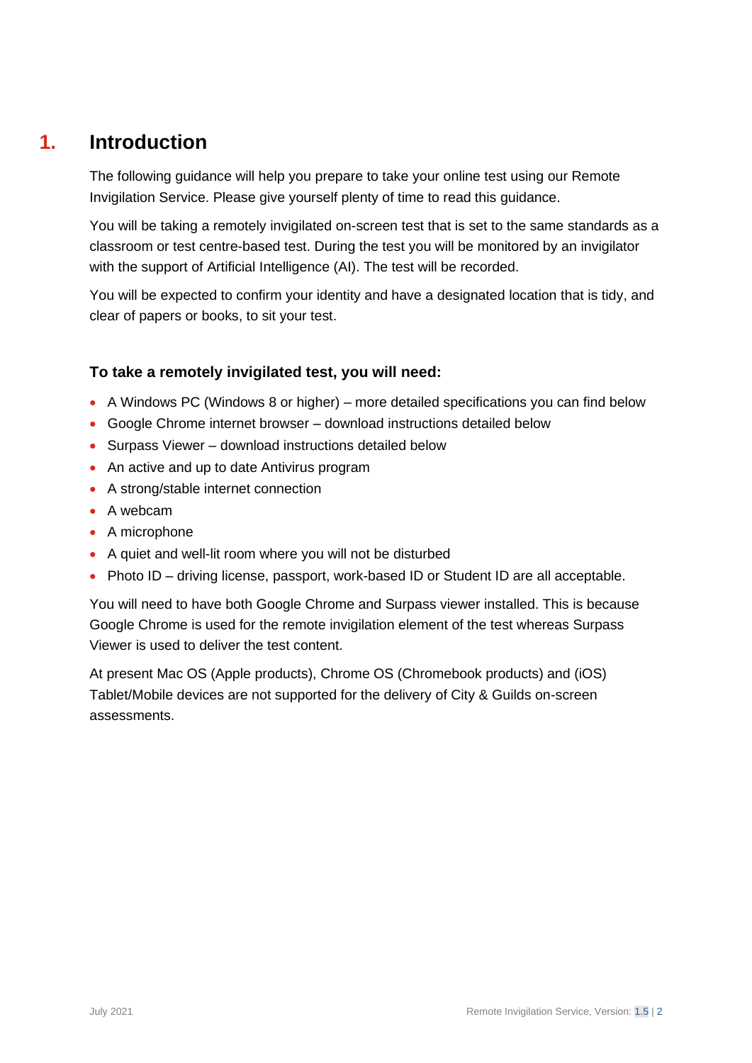# 1. Introduction

The following guidance will help you prepare to take your online test using our Remote Invigilation Service. Please give yourself plenty of time to read this guidance.

You will be taking a remotely invigilated on-screen test that is set to the same standards as a classroom or test centre-based test. During the test you will be monitored by an invigilator with the support of Artificial Intelligence (AI). The test will be recorded.

You will be expected to confirm your identity and have a designated location that is tidy, and clear of papers or books, to sit your test.

### To take a remotely invigilated test, you will need:

- A Windows PC (Windows 8 or higher) – more detailed specifications you can find below
- Google Chrome internet browser – download instructions detailed below
- Surpass Viewer – download instructions detailed below
- An active and up to date Antivirus program
- A strong/stable internet connection
- A webcam
- A microphone
- A quiet and well-lit room where you will not be disturbed
- Photo ID – driving license, passport, work-based ID or Student ID are all acceptable.

You will need to have both Google Chrome and Surpass viewer installed. This is because Google Chrome is used for the remote invigilation element of the test whereas Surpass Viewer is used to deliver the test content.

At present Mac OS (Apple products), Chrome OS (Chromebook products) and (iOS) Tablet/Mobile devices are not supported for the delivery of City & Guilds on-screen assessments.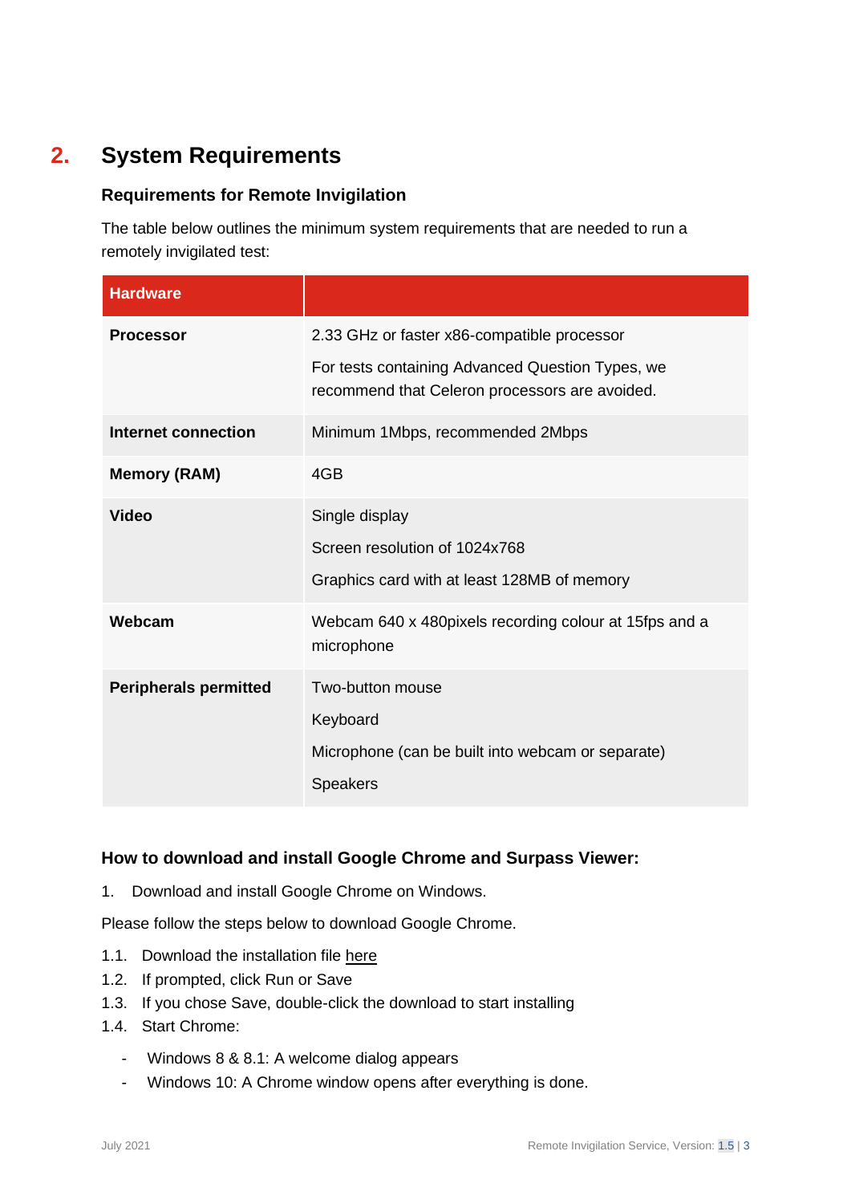## 2. System Requirements

### Requirements for Remote Invigilation

The table below outlines the minimum system requirements that are needed to run a remotely invigilated test:

| Hardware | |
|---|---|
| **Processor** | 2.33 GHz or faster x86-compatible processor<br>For tests containing Advanced Question Types, we recommend that Celeron processors are avoided. |
| **Internet connection** | Minimum 1Mbps, recommended 2Mbps |
| **Memory (RAM)** | 4GB |
| **Video** | Single display<br>Screen resolution of 1024x768<br>Graphics card with at least 128MB of memory |
| **Webcam** | Webcam 640 x 480pixels recording colour at 15fps and a microphone |
| **Peripherals permitted** | Two-button mouse<br>Keyboard<br>Microphone (can be built into webcam or separate)<br>Speakers |

### How to download and install Google Chrome and Surpass Viewer:

1. Download and install Google Chrome on Windows.

Please follow the steps below to download Google Chrome.

1.1. Download the installation file here
1.2. If prompted, click Run or Save
1.3. If you chose Save, double-click the download to start installing
1.4. Start Chrome:

- Windows 8 & 8.1: A welcome dialog appears
- Windows 10: A Chrome window opens after everything is done.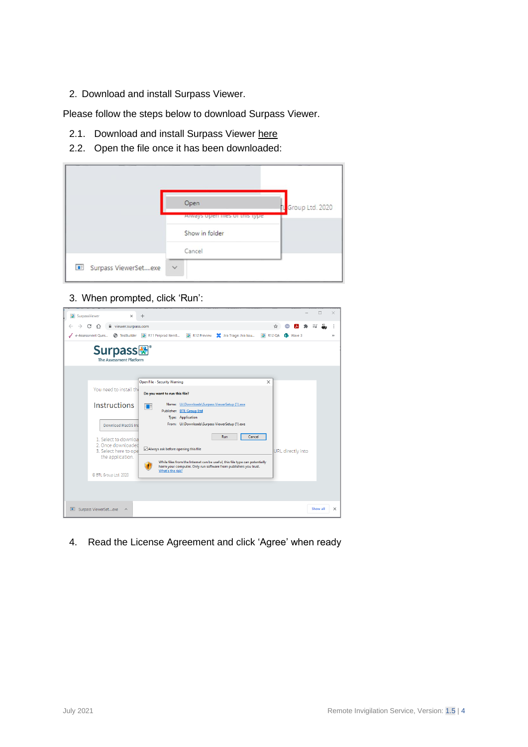2. Download and install Surpass Viewer.

Please follow the steps below to download Surpass Viewer.

2.1. Download and install Surpass Viewer here

2.2. Open the file once it has been downloaded:

3. When prompted, click 'Run':

4. Read the License Agreement and click 'Agree' when ready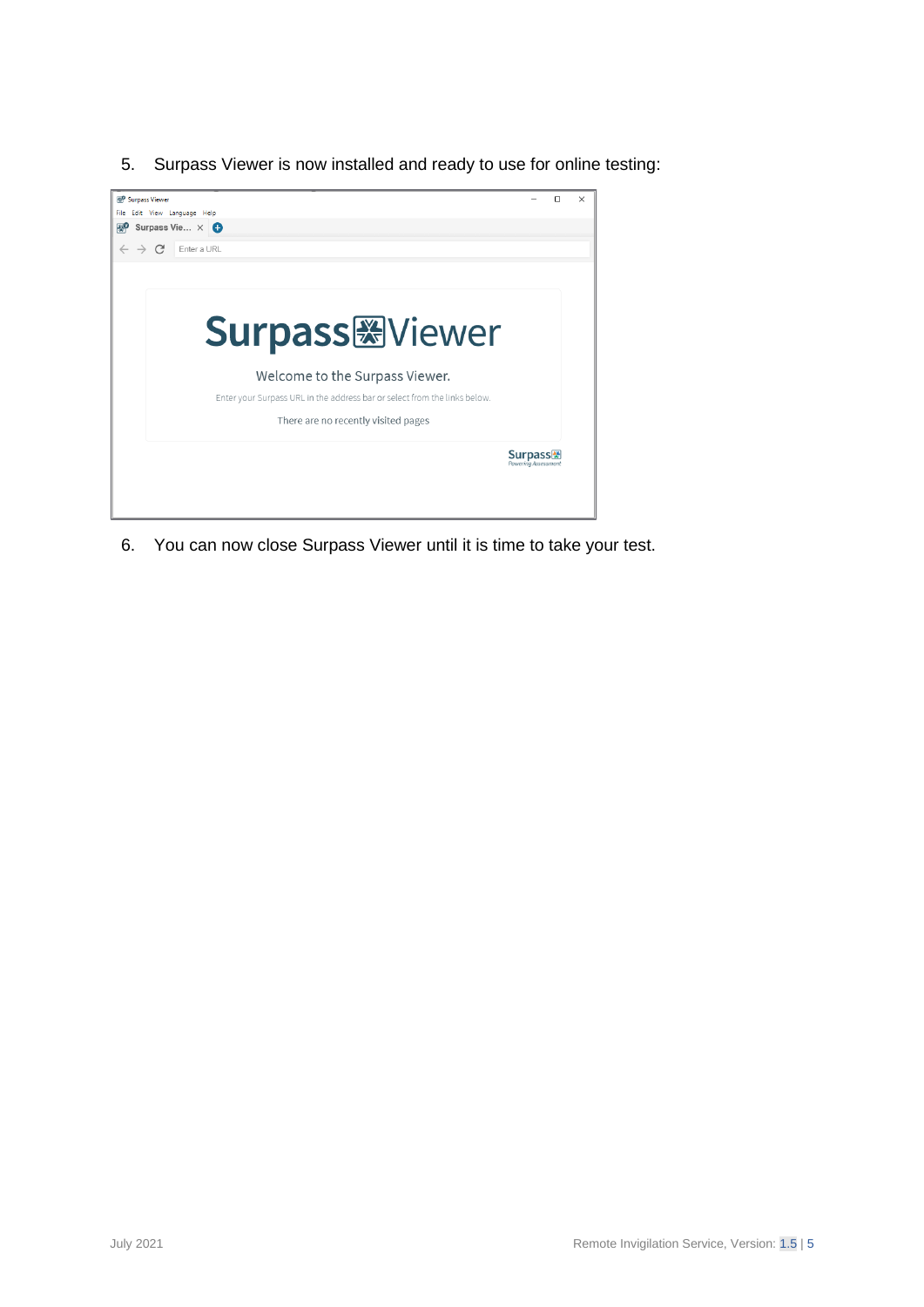5. Surpass Viewer is now installed and ready to use for online testing:

6. You can now close Surpass Viewer until it is time to take your test.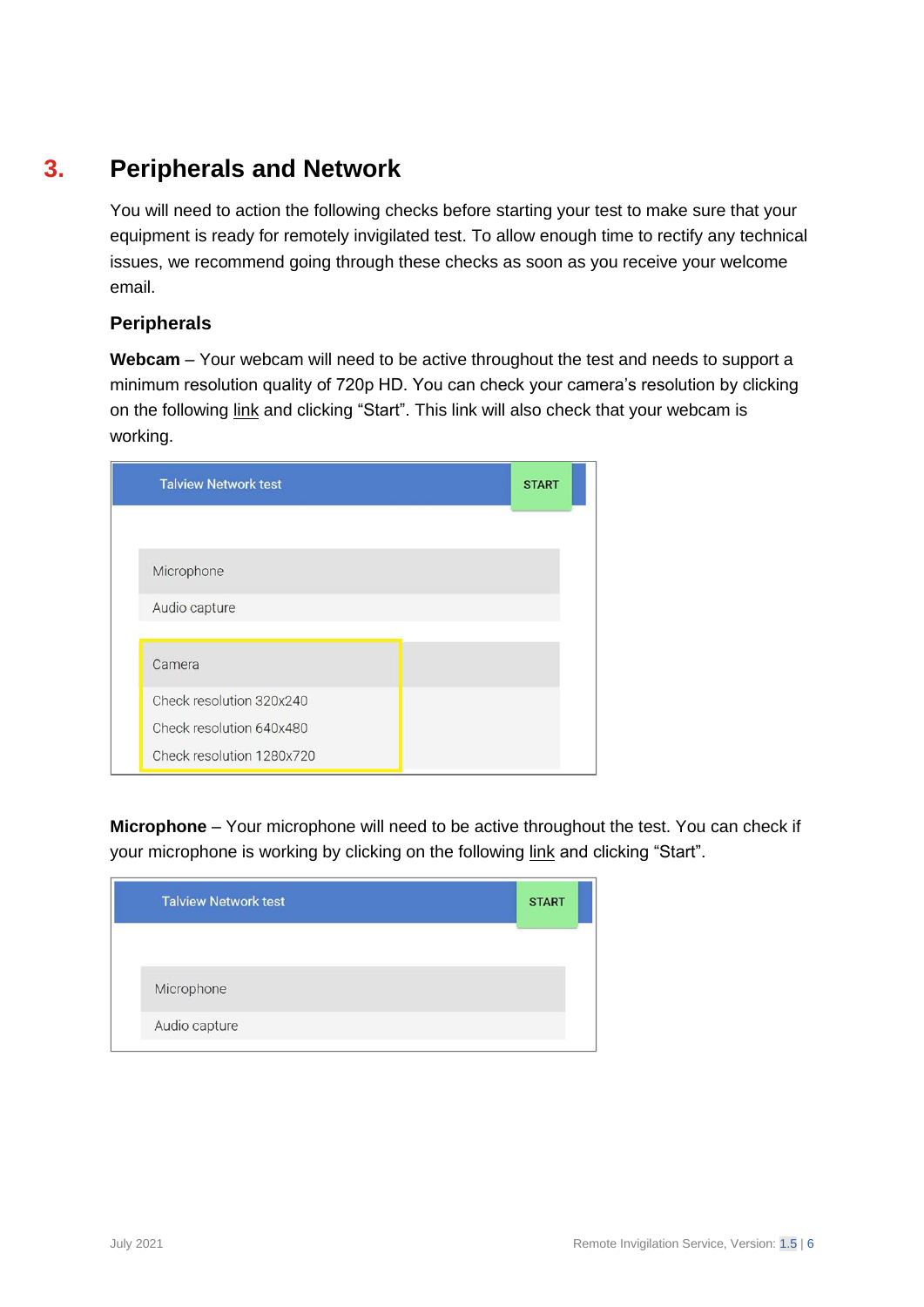# 3. Peripherals and Network

You will need to action the following checks before starting your test to make sure that your equipment is ready for remotely invigilated test. To allow enough time to rectify any technical issues, we recommend going through these checks as soon as you receive your welcome email.

## Peripherals

**Webcam** – Your webcam will need to be active throughout the test and needs to support a minimum resolution quality of 720p HD. You can check your camera's resolution by clicking on the following link and clicking "Start". This link will also check that your webcam is working.

Talview Network test START

Microphone

Audio capture

Camera

Check resolution 320x240

Check resolution 640x480

Check resolution 1280x720

**Microphone** – Your microphone will need to be active throughout the test. You can check if your microphone is working by clicking on the following link and clicking "Start".

Talview Network test START

Microphone

Audio capture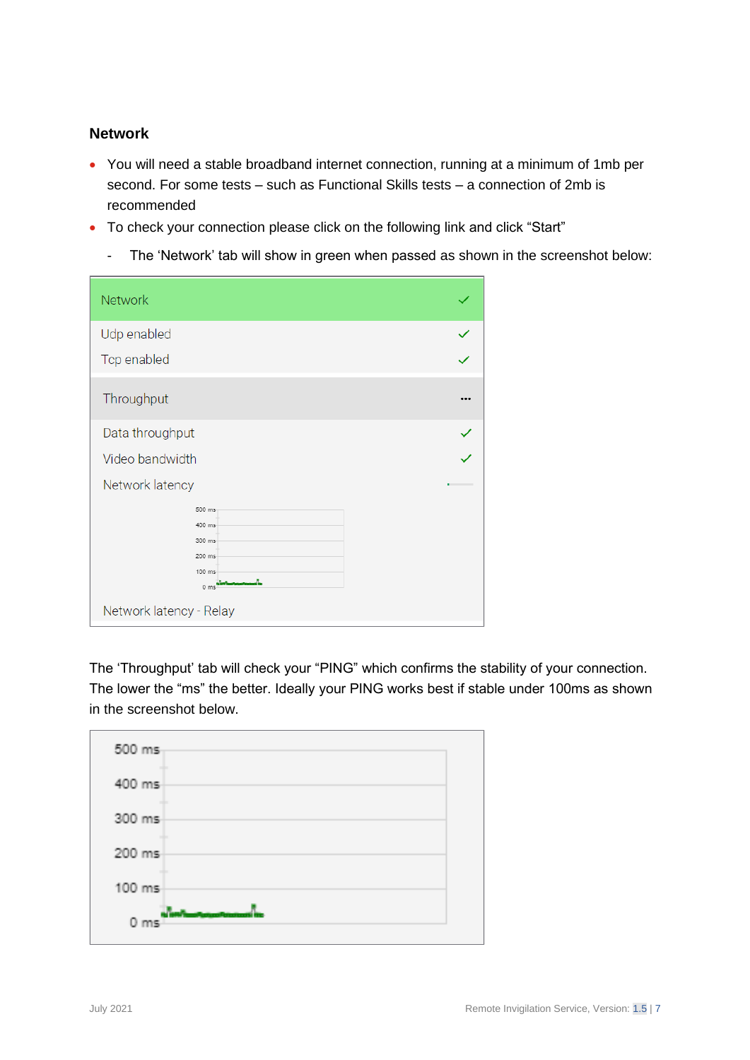## Network

- You will need a stable broadband internet connection, running at a minimum of 1mb per second. For some tests – such as Functional Skills tests – a connection of 2mb is recommended
- To check your connection please click on the following link and click "Start"
  - The 'Network' tab will show in green when passed as shown in the screenshot below:

The 'Throughput' tab will check your "PING" which confirms the stability of your connection. The lower the "ms" the better. Ideally your PING works best if stable under 100ms as shown in the screenshot below.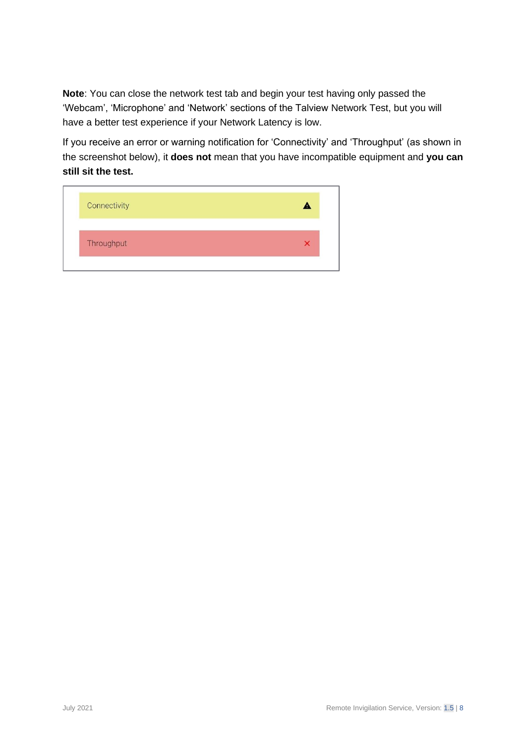**Note**: You can close the network test tab and begin your test having only passed the 'Webcam', 'Microphone' and 'Network' sections of the Talview Network Test, but you will have a better test experience if your Network Latency is low.

If you receive an error or warning notification for 'Connectivity' and 'Throughput' (as shown in the screenshot below), it **does not** mean that you have incompatible equipment and **you can still sit the test.**

Connectivity ⚠

Throughput ✕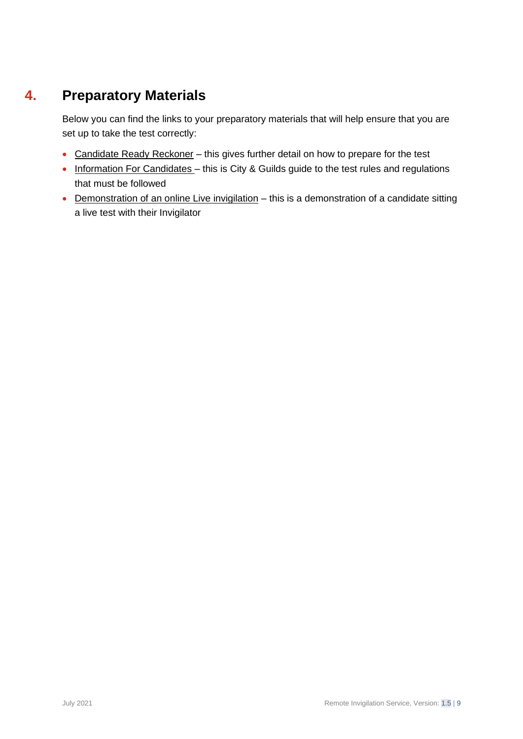## 4. Preparatory Materials

Below you can find the links to your preparatory materials that will help ensure that you are set up to take the test correctly:

- Candidate Ready Reckoner – this gives further detail on how to prepare for the test
- Information For Candidates – this is City & Guilds guide to the test rules and regulations that must be followed
- Demonstration of an online Live invigilation – this is a demonstration of a candidate sitting a live test with their Invigilator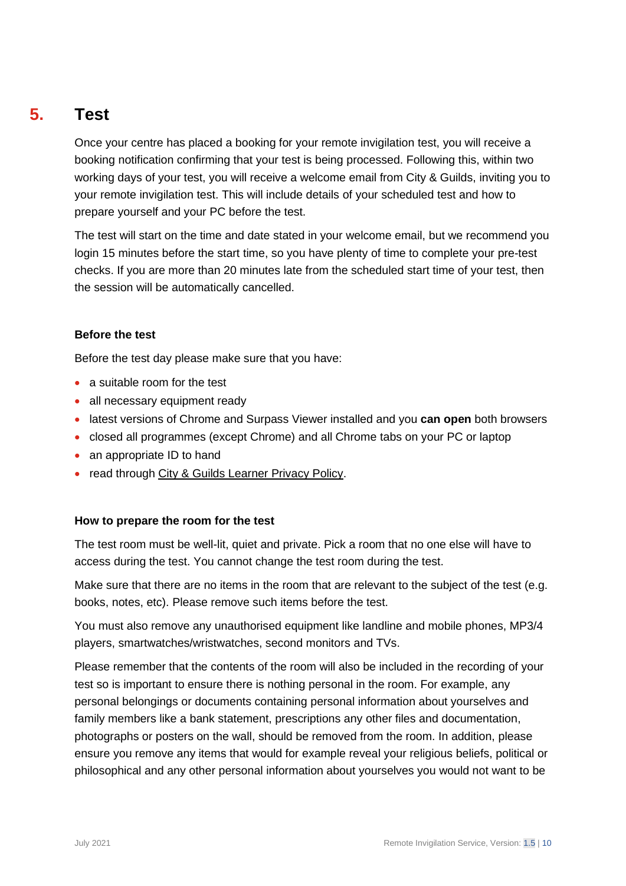## 5. Test

Once your centre has placed a booking for your remote invigilation test, you will receive a booking notification confirming that your test is being processed. Following this, within two working days of your test, you will receive a welcome email from City & Guilds, inviting you to your remote invigilation test. This will include details of your scheduled test and how to prepare yourself and your PC before the test.

The test will start on the time and date stated in your welcome email, but we recommend you login 15 minutes before the start time, so you have plenty of time to complete your pre-test checks. If you are more than 20 minutes late from the scheduled start time of your test, then the session will be automatically cancelled.

### Before the test

Before the test day please make sure that you have:

- a suitable room for the test
- all necessary equipment ready
- latest versions of Chrome and Surpass Viewer installed and you **can open** both browsers
- closed all programmes (except Chrome) and all Chrome tabs on your PC or laptop
- an appropriate ID to hand
- read through City & Guilds Learner Privacy Policy.

### How to prepare the room for the test

The test room must be well-lit, quiet and private. Pick a room that no one else will have to access during the test. You cannot change the test room during the test.

Make sure that there are no items in the room that are relevant to the subject of the test (e.g. books, notes, etc). Please remove such items before the test.

You must also remove any unauthorised equipment like landline and mobile phones, MP3/4 players, smartwatches/wristwatches, second monitors and TVs.

Please remember that the contents of the room will also be included in the recording of your test so is important to ensure there is nothing personal in the room. For example, any personal belongings or documents containing personal information about yourselves and family members like a bank statement, prescriptions any other files and documentation, photographs or posters on the wall, should be removed from the room. In addition, please ensure you remove any items that would for example reveal your religious beliefs, political or philosophical and any other personal information about yourselves you would not want to be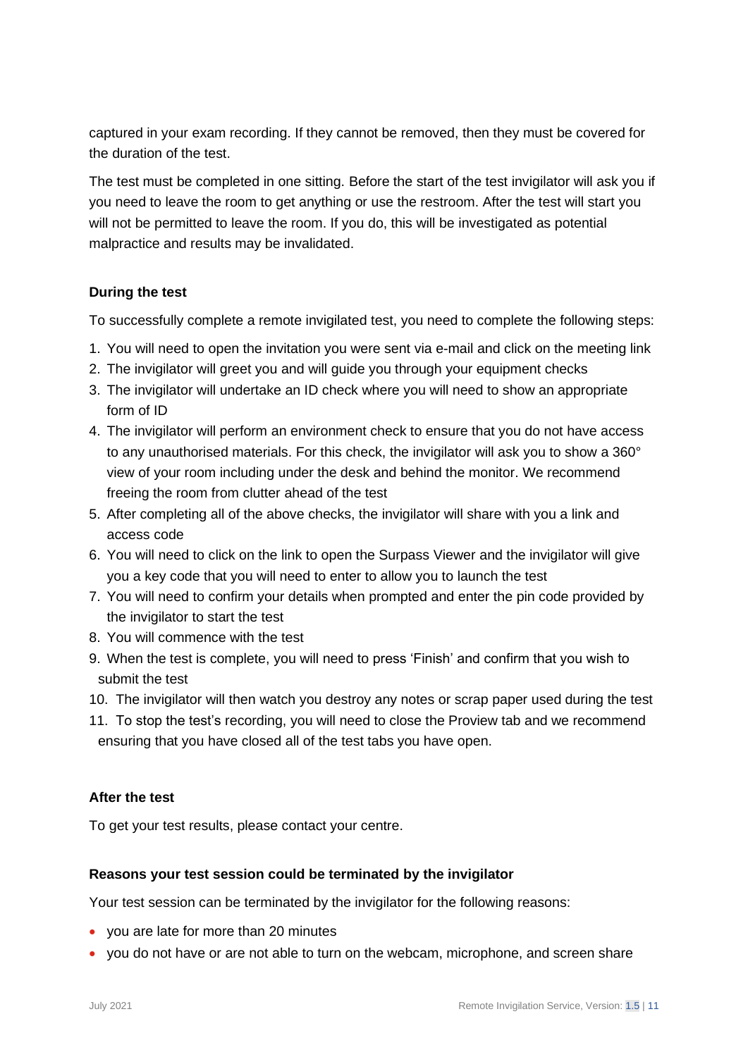captured in your exam recording. If they cannot be removed, then they must be covered for the duration of the test.

The test must be completed in one sitting. Before the start of the test invigilator will ask you if you need to leave the room to get anything or use the restroom. After the test will start you will not be permitted to leave the room. If you do, this will be investigated as potential malpractice and results may be invalidated.

**During the test**

To successfully complete a remote invigilated test, you need to complete the following steps:

1. You will need to open the invitation you were sent via e-mail and click on the meeting link
2. The invigilator will greet you and will guide you through your equipment checks
3. The invigilator will undertake an ID check where you will need to show an appropriate form of ID
4. The invigilator will perform an environment check to ensure that you do not have access to any unauthorised materials. For this check, the invigilator will ask you to show a 360° view of your room including under the desk and behind the monitor. We recommend freeing the room from clutter ahead of the test
5. After completing all of the above checks, the invigilator will share with you a link and access code
6. You will need to click on the link to open the Surpass Viewer and the invigilator will give you a key code that you will need to enter to allow you to launch the test
7. You will need to confirm your details when prompted and enter the pin code provided by the invigilator to start the test
8. You will commence with the test
9. When the test is complete, you will need to press 'Finish' and confirm that you wish to submit the test
10. The invigilator will then watch you destroy any notes or scrap paper used during the test
11. To stop the test's recording, you will need to close the Proview tab and we recommend ensuring that you have closed all of the test tabs you have open.

**After the test**

To get your test results, please contact your centre.

**Reasons your test session could be terminated by the invigilator**

Your test session can be terminated by the invigilator for the following reasons:

- you are late for more than 20 minutes
- you do not have or are not able to turn on the webcam, microphone, and screen share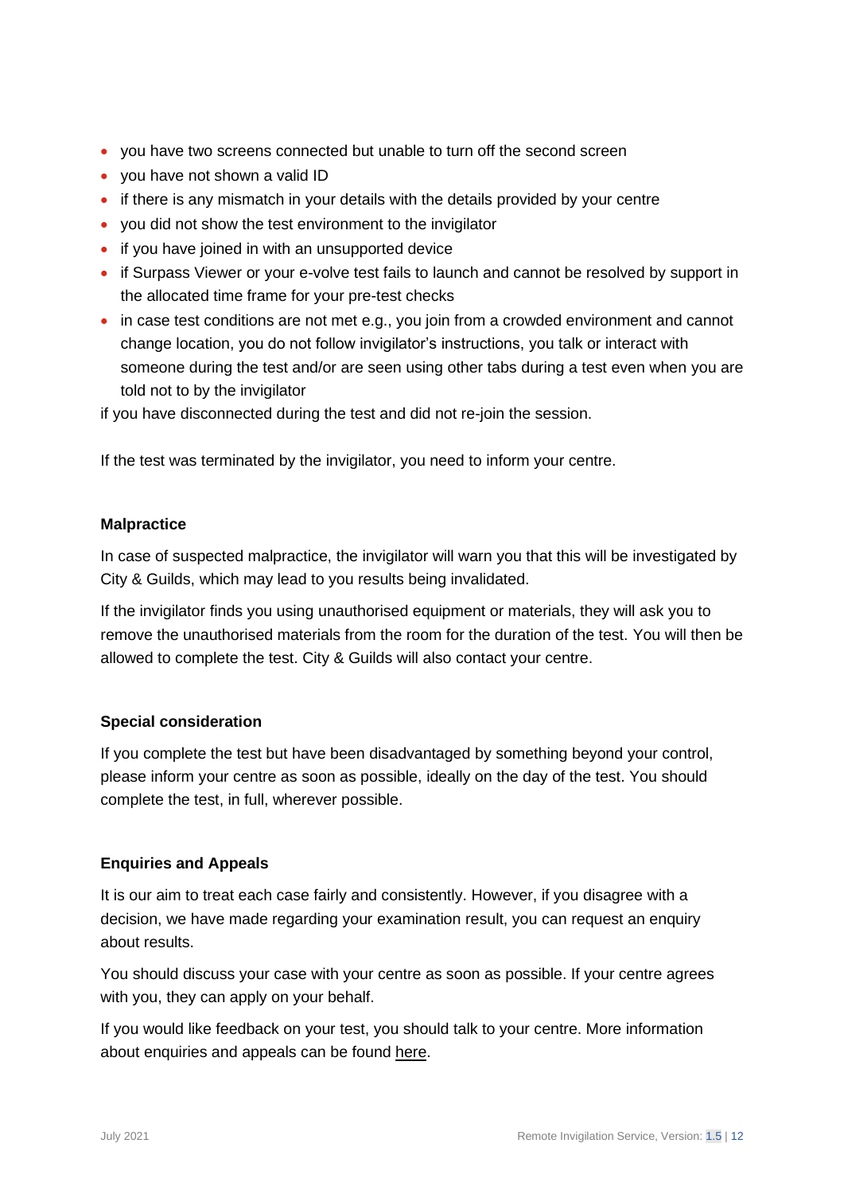- you have two screens connected but unable to turn off the second screen
- you have not shown a valid ID
- if there is any mismatch in your details with the details provided by your centre
- you did not show the test environment to the invigilator
- if you have joined in with an unsupported device
- if Surpass Viewer or your e-volve test fails to launch and cannot be resolved by support in the allocated time frame for your pre-test checks
- in case test conditions are not met e.g., you join from a crowded environment and cannot change location, you do not follow invigilator's instructions, you talk or interact with someone during the test and/or are seen using other tabs during a test even when you are told not to by the invigilator

if you have disconnected during the test and did not re-join the session.

If the test was terminated by the invigilator, you need to inform your centre.

**Malpractice**

In case of suspected malpractice, the invigilator will warn you that this will be investigated by City & Guilds, which may lead to you results being invalidated.

If the invigilator finds you using unauthorised equipment or materials, they will ask you to remove the unauthorised materials from the room for the duration of the test. You will then be allowed to complete the test. City & Guilds will also contact your centre.

**Special consideration**

If you complete the test but have been disadvantaged by something beyond your control, please inform your centre as soon as possible, ideally on the day of the test. You should complete the test, in full, wherever possible.

**Enquiries and Appeals**

It is our aim to treat each case fairly and consistently. However, if you disagree with a decision, we have made regarding your examination result, you can request an enquiry about results.

You should discuss your case with your centre as soon as possible. If your centre agrees with you, they can apply on your behalf.

If you would like feedback on your test, you should talk to your centre. More information about enquiries and appeals can be found here.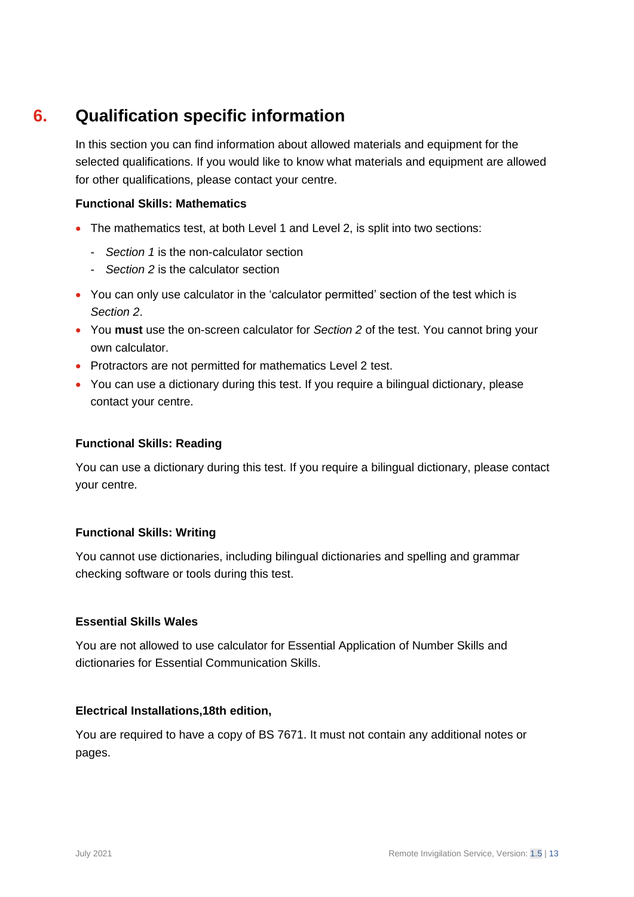## 6. Qualification specific information

In this section you can find information about allowed materials and equipment for the selected qualifications. If you would like to know what materials and equipment are allowed for other qualifications, please contact your centre.

**Functional Skills: Mathematics**

- The mathematics test, at both Level 1 and Level 2, is split into two sections:
  - *Section 1* is the non-calculator section
  - *Section 2* is the calculator section
- You can only use calculator in the 'calculator permitted' section of the test which is *Section 2*.
- You **must** use the on-screen calculator for *Section 2* of the test. You cannot bring your own calculator.
- Protractors are not permitted for mathematics Level 2 test.
- You can use a dictionary during this test. If you require a bilingual dictionary, please contact your centre.

**Functional Skills: Reading**

You can use a dictionary during this test. If you require a bilingual dictionary, please contact your centre.

**Functional Skills: Writing**

You cannot use dictionaries, including bilingual dictionaries and spelling and grammar checking software or tools during this test.

**Essential Skills Wales**

You are not allowed to use calculator for Essential Application of Number Skills and dictionaries for Essential Communication Skills.

**Electrical Installations,18th edition,**

You are required to have a copy of BS 7671. It must not contain any additional notes or pages.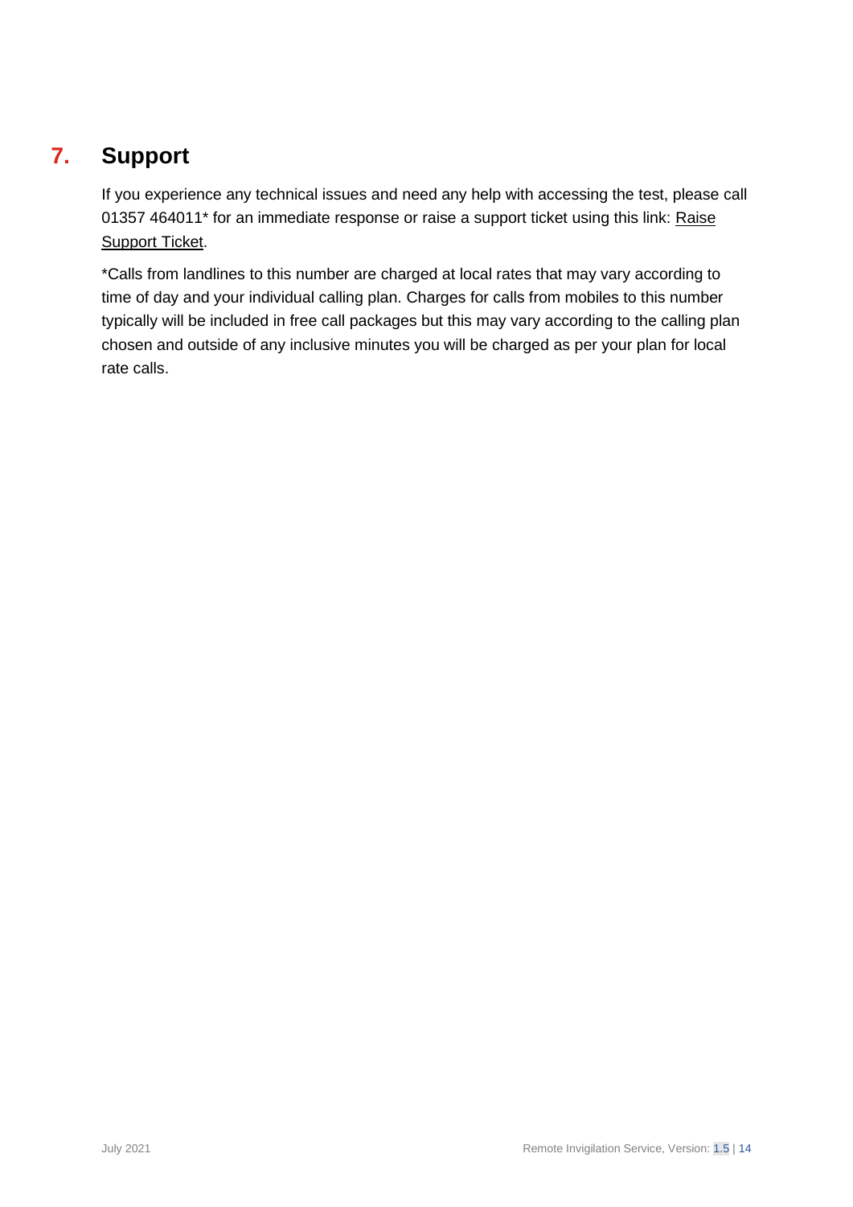## 7. Support

If you experience any technical issues and need any help with accessing the test, please call 01357 464011* for an immediate response or raise a support ticket using this link: Raise Support Ticket.

*Calls from landlines to this number are charged at local rates that may vary according to time of day and your individual calling plan. Charges for calls from mobiles to this number typically will be included in free call packages but this may vary according to the calling plan chosen and outside of any inclusive minutes you will be charged as per your plan for local rate calls.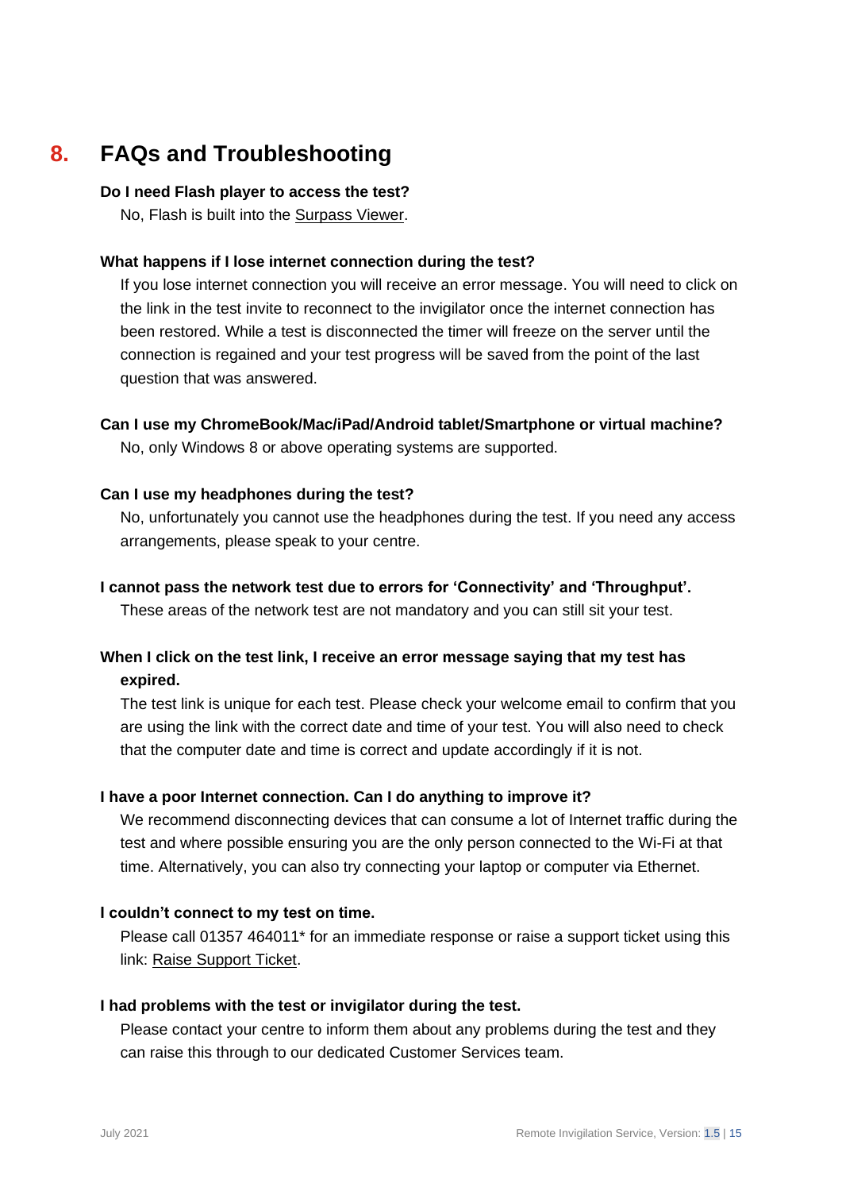## 8. FAQs and Troubleshooting

**Do I need Flash player to access the test?**

No, Flash is built into the Surpass Viewer.

**What happens if I lose internet connection during the test?**

If you lose internet connection you will receive an error message. You will need to click on the link in the test invite to reconnect to the invigilator once the internet connection has been restored. While a test is disconnected the timer will freeze on the server until the connection is regained and your test progress will be saved from the point of the last question that was answered.

**Can I use my ChromeBook/Mac/iPad/Android tablet/Smartphone or virtual machine?**

No, only Windows 8 or above operating systems are supported.

**Can I use my headphones during the test?**

No, unfortunately you cannot use the headphones during the test. If you need any access arrangements, please speak to your centre.

**I cannot pass the network test due to errors for 'Connectivity' and 'Throughput'.**

These areas of the network test are not mandatory and you can still sit your test.

**When I click on the test link, I receive an error message saying that my test has expired.**

The test link is unique for each test. Please check your welcome email to confirm that you are using the link with the correct date and time of your test. You will also need to check that the computer date and time is correct and update accordingly if it is not.

**I have a poor Internet connection. Can I do anything to improve it?**

We recommend disconnecting devices that can consume a lot of Internet traffic during the test and where possible ensuring you are the only person connected to the Wi-Fi at that time. Alternatively, you can also try connecting your laptop or computer via Ethernet.

**I couldn't connect to my test on time.**

Please call 01357 464011* for an immediate response or raise a support ticket using this link: Raise Support Ticket.

**I had problems with the test or invigilator during the test.**

Please contact your centre to inform them about any problems during the test and they can raise this through to our dedicated Customer Services team.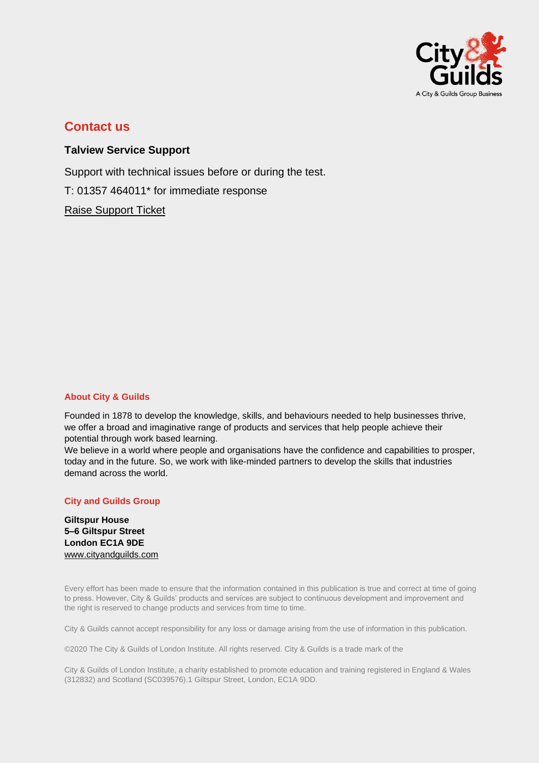## Contact us

### Talview Service Support

Support with technical issues before or during the test.

T: 01357 464011* for immediate response

Raise Support Ticket

### About City & Guilds

Founded in 1878 to develop the knowledge, skills, and behaviours needed to help businesses thrive, we offer a broad and imaginative range of products and services that help people achieve their potential through work based learning.
We believe in a world where people and organisations have the confidence and capabilities to prosper, today and in the future. So, we work with like-minded partners to develop the skills that industries demand across the world.

### City and Guilds Group

**Giltspur House**
**5–6 Giltspur Street**
**London EC1A 9DE**
www.cityandguilds.com

Every effort has been made to ensure that the information contained in this publication is true and correct at time of going to press. However, City & Guilds' products and services are subject to continuous development and improvement and the right is reserved to change products and services from time to time.

City & Guilds cannot accept responsibility for any loss or damage arising from the use of information in this publication.

©2020 The City & Guilds of London Institute. All rights reserved. City & Guilds is a trade mark of the

City & Guilds of London Institute, a charity established to promote education and training registered in England & Wales (312832) and Scotland (SC039576).1 Giltspur Street, London, EC1A 9DD.